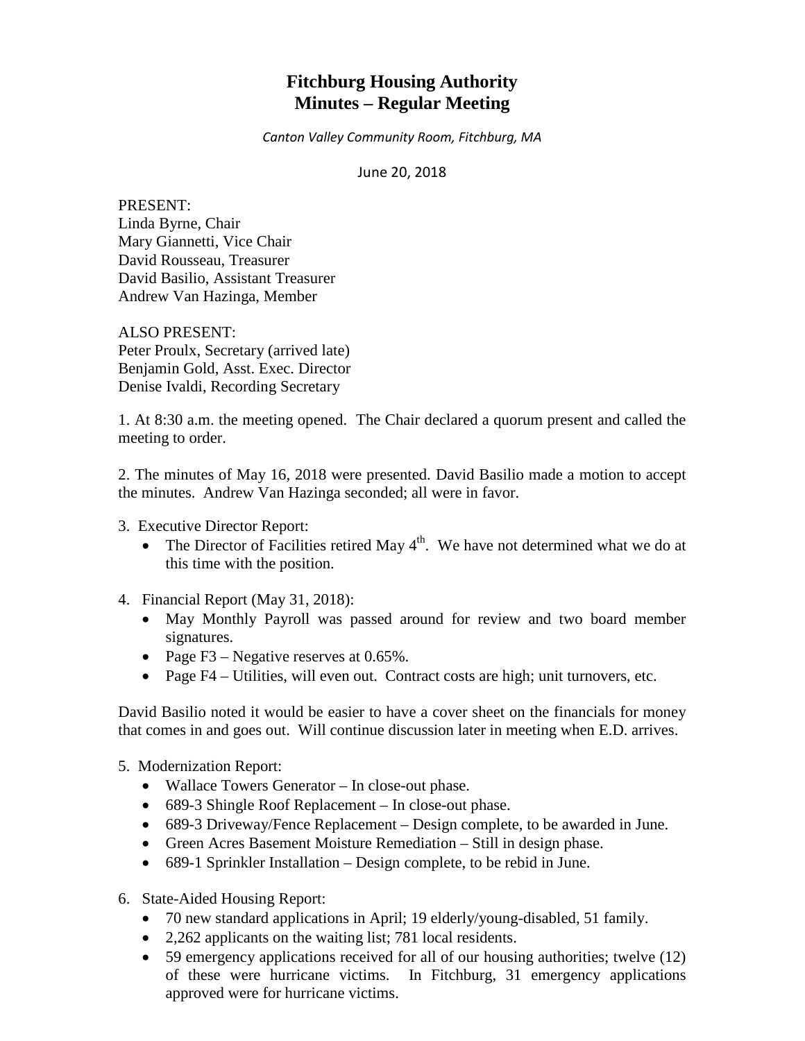# Fitchburg Housing Authority
# Minutes – Regular Meeting

*Canton Valley Community Room, Fitchburg, MA*

June 20, 2018

PRESENT:
Linda Byrne, Chair
Mary Giannetti, Vice Chair
David Rousseau, Treasurer
David Basilio, Assistant Treasurer
Andrew Van Hazinga, Member

ALSO PRESENT:
Peter Proulx, Secretary (arrived late)
Benjamin Gold, Asst. Exec. Director
Denise Ivaldi, Recording Secretary

1. At 8:30 a.m. the meeting opened. The Chair declared a quorum present and called the meeting to order.

2. The minutes of May 16, 2018 were presented. David Basilio made a motion to accept the minutes. Andrew Van Hazinga seconded; all were in favor.

3. Executive Director Report:
   - The Director of Facilities retired May 4th. We have not determined what we do at this time with the position.

4. Financial Report (May 31, 2018):
   - May Monthly Payroll was passed around for review and two board member signatures.
   - Page F3 – Negative reserves at 0.65%.
   - Page F4 – Utilities, will even out. Contract costs are high; unit turnovers, etc.

David Basilio noted it would be easier to have a cover sheet on the financials for money that comes in and goes out. Will continue discussion later in meeting when E.D. arrives.

5. Modernization Report:
   - Wallace Towers Generator – In close-out phase.
   - 689-3 Shingle Roof Replacement – In close-out phase.
   - 689-3 Driveway/Fence Replacement – Design complete, to be awarded in June.
   - Green Acres Basement Moisture Remediation – Still in design phase.
   - 689-1 Sprinkler Installation – Design complete, to be rebid in June.

6. State-Aided Housing Report:
   - 70 new standard applications in April; 19 elderly/young-disabled, 51 family.
   - 2,262 applicants on the waiting list; 781 local residents.
   - 59 emergency applications received for all of our housing authorities; twelve (12) of these were hurricane victims. In Fitchburg, 31 emergency applications approved were for hurricane victims.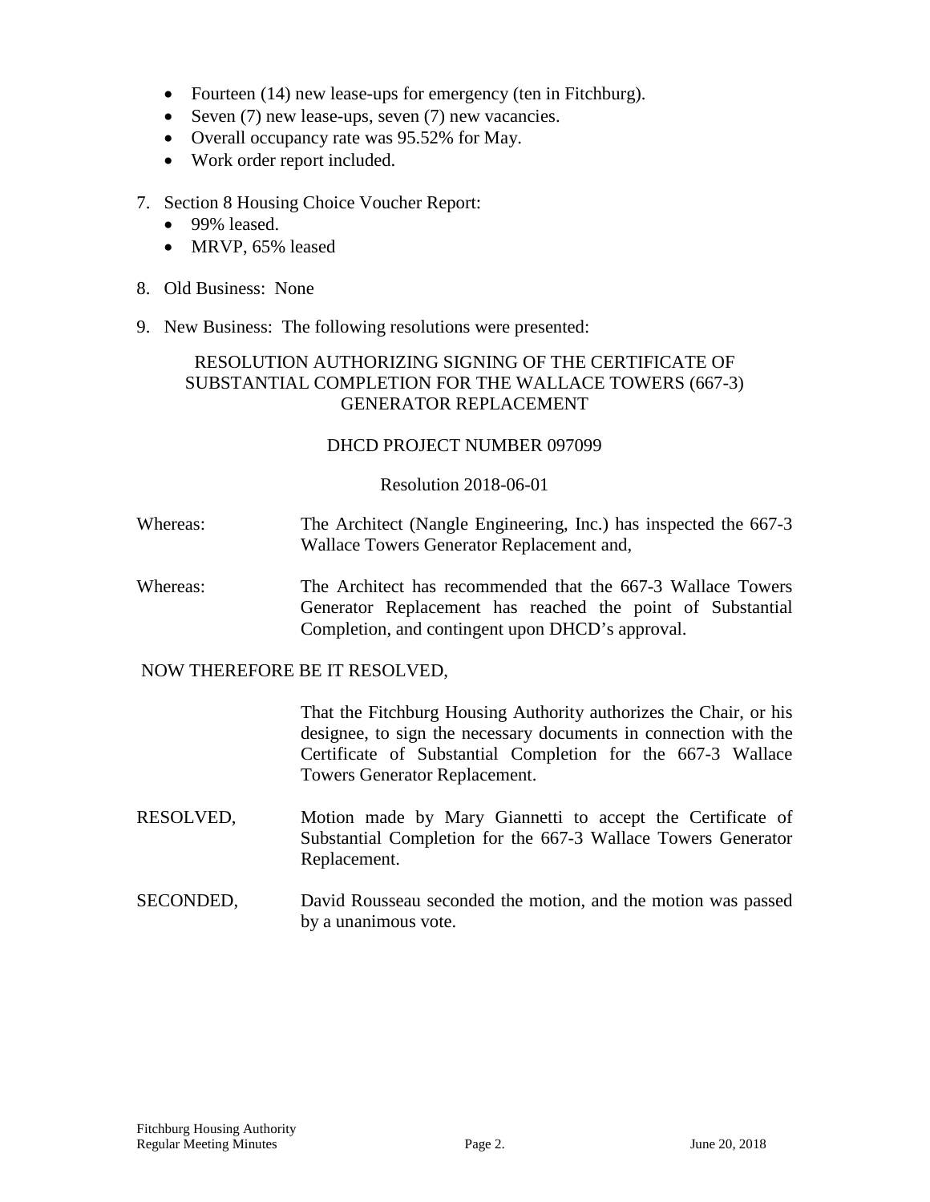- Fourteen (14) new lease-ups for emergency (ten in Fitchburg).
- Seven (7) new lease-ups, seven (7) new vacancies.
- Overall occupancy rate was 95.52% for May.
- Work order report included.

7. Section 8 Housing Choice Voucher Report:
   - 99% leased.
   - MRVP, 65% leased

8. Old Business: None

9. New Business: The following resolutions were presented:

RESOLUTION AUTHORIZING SIGNING OF THE CERTIFICATE OF SUBSTANTIAL COMPLETION FOR THE WALLACE TOWERS (667-3) GENERATOR REPLACEMENT

DHCD PROJECT NUMBER 097099

Resolution 2018-06-01

Whereas: The Architect (Nangle Engineering, Inc.) has inspected the 667-3 Wallace Towers Generator Replacement and,

Whereas: The Architect has recommended that the 667-3 Wallace Towers Generator Replacement has reached the point of Substantial Completion, and contingent upon DHCD's approval.

NOW THEREFORE BE IT RESOLVED,

That the Fitchburg Housing Authority authorizes the Chair, or his designee, to sign the necessary documents in connection with the Certificate of Substantial Completion for the 667-3 Wallace Towers Generator Replacement.

RESOLVED, Motion made by Mary Giannetti to accept the Certificate of Substantial Completion for the 667-3 Wallace Towers Generator Replacement.

SECONDED, David Rousseau seconded the motion, and the motion was passed by a unanimous vote.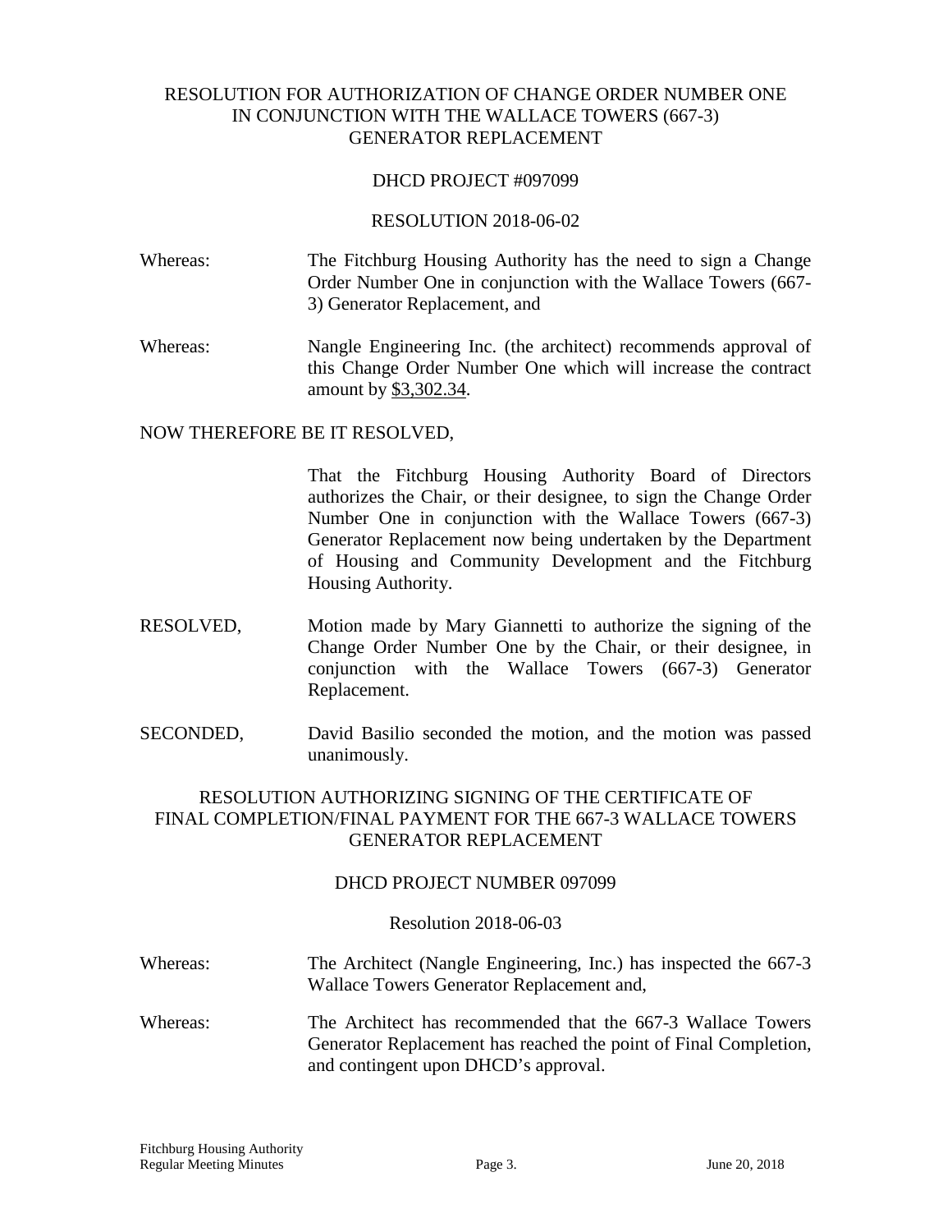RESOLUTION FOR AUTHORIZATION OF CHANGE ORDER NUMBER ONE IN CONJUNCTION WITH THE WALLACE TOWERS (667-3) GENERATOR REPLACEMENT

DHCD PROJECT #097099

RESOLUTION 2018-06-02

Whereas: The Fitchburg Housing Authority has the need to sign a Change Order Number One in conjunction with the Wallace Towers (667-3) Generator Replacement, and

Whereas: Nangle Engineering Inc. (the architect) recommends approval of this Change Order Number One which will increase the contract amount by <u>$3,302.34</u>.

NOW THEREFORE BE IT RESOLVED,

That the Fitchburg Housing Authority Board of Directors authorizes the Chair, or their designee, to sign the Change Order Number One in conjunction with the Wallace Towers (667-3) Generator Replacement now being undertaken by the Department of Housing and Community Development and the Fitchburg Housing Authority.

RESOLVED, Motion made by Mary Giannetti to authorize the signing of the Change Order Number One by the Chair, or their designee, in conjunction with the Wallace Towers (667-3) Generator Replacement.

SECONDED, David Basilio seconded the motion, and the motion was passed unanimously.

RESOLUTION AUTHORIZING SIGNING OF THE CERTIFICATE OF FINAL COMPLETION/FINAL PAYMENT FOR THE 667-3 WALLACE TOWERS GENERATOR REPLACEMENT

DHCD PROJECT NUMBER 097099

Resolution 2018-06-03

Whereas: The Architect (Nangle Engineering, Inc.) has inspected the 667-3 Wallace Towers Generator Replacement and,

Whereas: The Architect has recommended that the 667-3 Wallace Towers Generator Replacement has reached the point of Final Completion, and contingent upon DHCD's approval.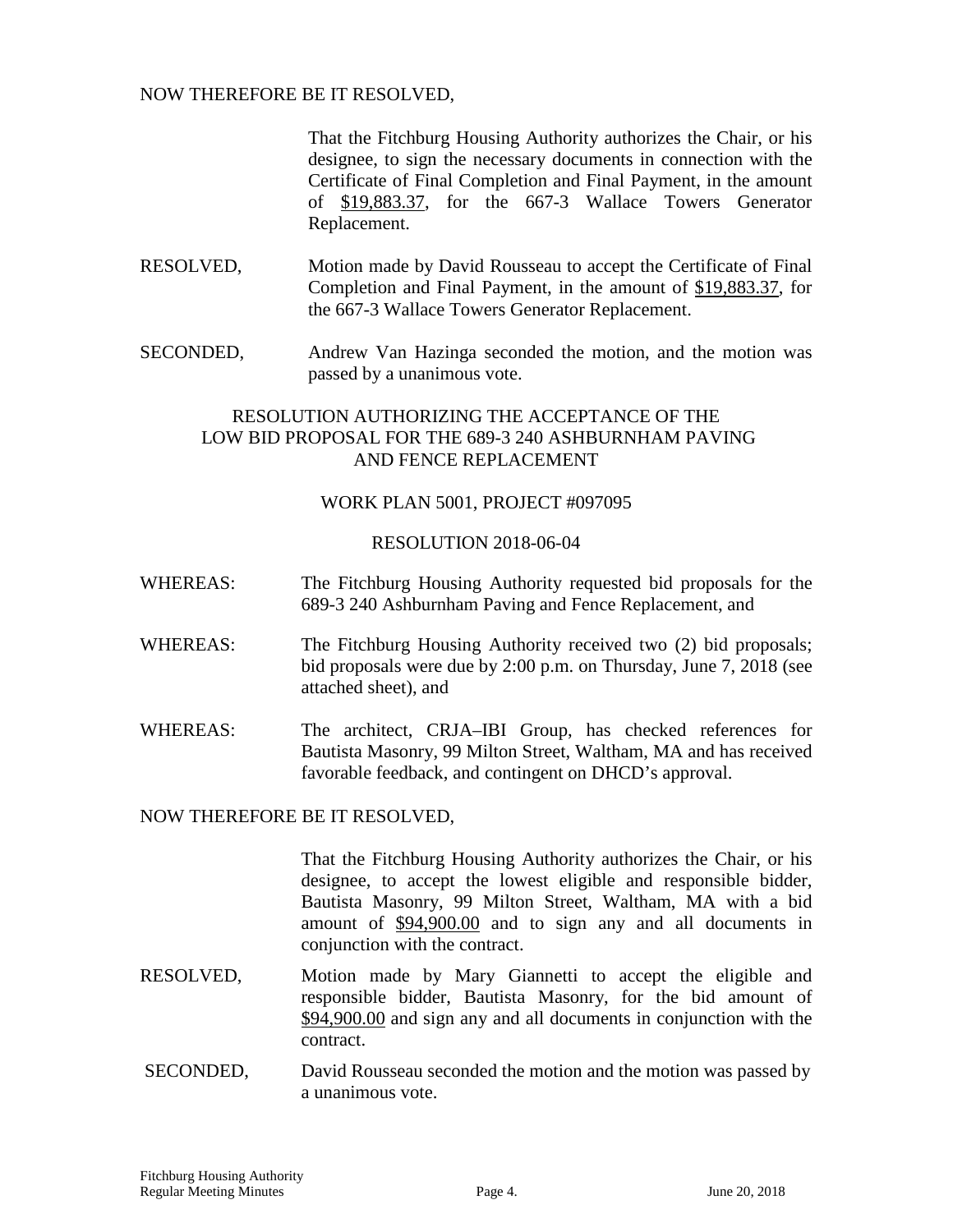NOW THEREFORE BE IT RESOLVED,

That the Fitchburg Housing Authority authorizes the Chair, or his designee, to sign the necessary documents in connection with the Certificate of Final Completion and Final Payment, in the amount of $19,883.37, for the 667-3 Wallace Towers Generator Replacement.

RESOLVED, Motion made by David Rousseau to accept the Certificate of Final Completion and Final Payment, in the amount of $19,883.37, for the 667-3 Wallace Towers Generator Replacement.

SECONDED, Andrew Van Hazinga seconded the motion, and the motion was passed by a unanimous vote.

## RESOLUTION AUTHORIZING THE ACCEPTANCE OF THE LOW BID PROPOSAL FOR THE 689-3 240 ASHBURNHAM PAVING AND FENCE REPLACEMENT

WORK PLAN 5001, PROJECT #097095

RESOLUTION 2018-06-04

WHEREAS: The Fitchburg Housing Authority requested bid proposals for the 689-3 240 Ashburnham Paving and Fence Replacement, and

WHEREAS: The Fitchburg Housing Authority received two (2) bid proposals; bid proposals were due by 2:00 p.m. on Thursday, June 7, 2018 (see attached sheet), and

WHEREAS: The architect, CRJA–IBI Group, has checked references for Bautista Masonry, 99 Milton Street, Waltham, MA and has received favorable feedback, and contingent on DHCD's approval.

NOW THEREFORE BE IT RESOLVED,

That the Fitchburg Housing Authority authorizes the Chair, or his designee, to accept the lowest eligible and responsible bidder, Bautista Masonry, 99 Milton Street, Waltham, MA with a bid amount of $94,900.00 and to sign any and all documents in conjunction with the contract.

RESOLVED, Motion made by Mary Giannetti to accept the eligible and responsible bidder, Bautista Masonry, for the bid amount of $94,900.00 and sign any and all documents in conjunction with the contract.

SECONDED, David Rousseau seconded the motion and the motion was passed by a unanimous vote.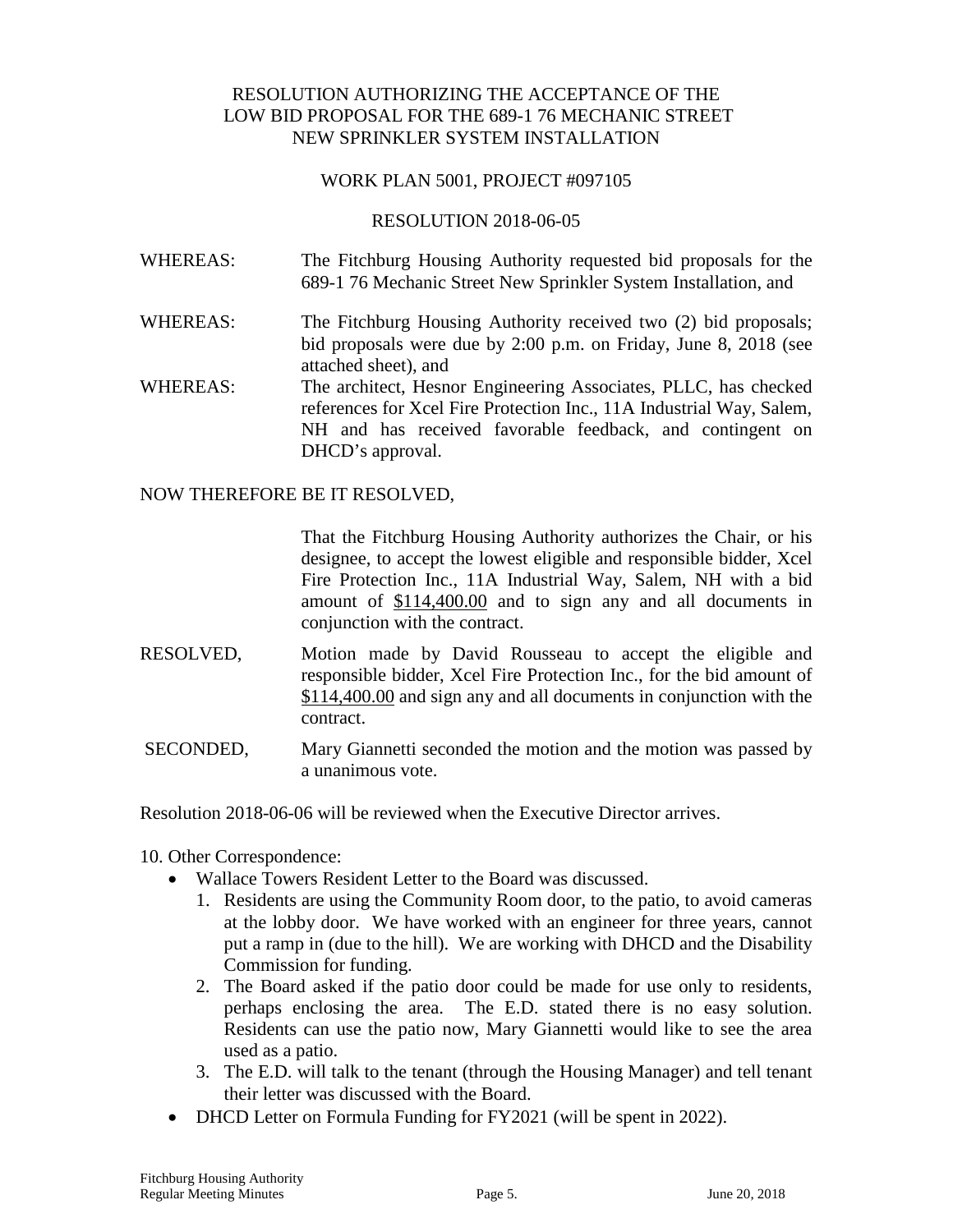RESOLUTION AUTHORIZING THE ACCEPTANCE OF THE LOW BID PROPOSAL FOR THE 689-1 76 MECHANIC STREET NEW SPRINKLER SYSTEM INSTALLATION

WORK PLAN 5001, PROJECT #097105

RESOLUTION 2018-06-05

WHEREAS: The Fitchburg Housing Authority requested bid proposals for the 689-1 76 Mechanic Street New Sprinkler System Installation, and

WHEREAS: The Fitchburg Housing Authority received two (2) bid proposals; bid proposals were due by 2:00 p.m. on Friday, June 8, 2018 (see attached sheet), and

WHEREAS: The architect, Hesnor Engineering Associates, PLLC, has checked references for Xcel Fire Protection Inc., 11A Industrial Way, Salem, NH and has received favorable feedback, and contingent on DHCD's approval.

NOW THEREFORE BE IT RESOLVED,

That the Fitchburg Housing Authority authorizes the Chair, or his designee, to accept the lowest eligible and responsible bidder, Xcel Fire Protection Inc., 11A Industrial Way, Salem, NH with a bid amount of <u>$114,400.00</u> and to sign any and all documents in conjunction with the contract.

RESOLVED, Motion made by David Rousseau to accept the eligible and responsible bidder, Xcel Fire Protection Inc., for the bid amount of <u>$114,400.00</u> and sign any and all documents in conjunction with the contract.

SECONDED, Mary Giannetti seconded the motion and the motion was passed by a unanimous vote.

Resolution 2018-06-06 will be reviewed when the Executive Director arrives.

10. Other Correspondence:

- Wallace Towers Resident Letter to the Board was discussed.
  1. Residents are using the Community Room door, to the patio, to avoid cameras at the lobby door. We have worked with an engineer for three years, cannot put a ramp in (due to the hill). We are working with DHCD and the Disability Commission for funding.
  2. The Board asked if the patio door could be made for use only to residents, perhaps enclosing the area. The E.D. stated there is no easy solution. Residents can use the patio now, Mary Giannetti would like to see the area used as a patio.
  3. The E.D. will talk to the tenant (through the Housing Manager) and tell tenant their letter was discussed with the Board.
- DHCD Letter on Formula Funding for FY2021 (will be spent in 2022).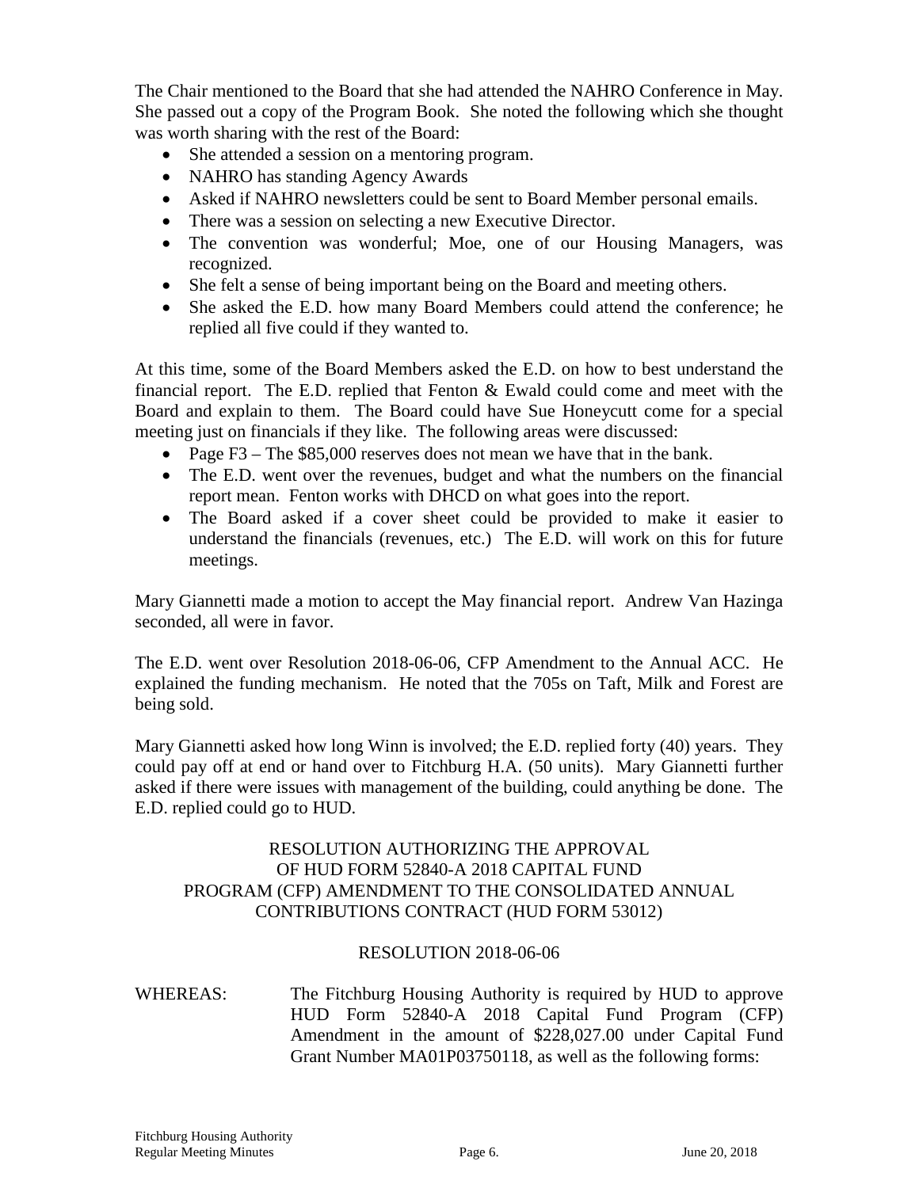The Chair mentioned to the Board that she had attended the NAHRO Conference in May. She passed out a copy of the Program Book. She noted the following which she thought was worth sharing with the rest of the Board:

- She attended a session on a mentoring program.
- NAHRO has standing Agency Awards
- Asked if NAHRO newsletters could be sent to Board Member personal emails.
- There was a session on selecting a new Executive Director.
- The convention was wonderful; Moe, one of our Housing Managers, was recognized.
- She felt a sense of being important being on the Board and meeting others.
- She asked the E.D. how many Board Members could attend the conference; he replied all five could if they wanted to.

At this time, some of the Board Members asked the E.D. on how to best understand the financial report. The E.D. replied that Fenton & Ewald could come and meet with the Board and explain to them. The Board could have Sue Honeycutt come for a special meeting just on financials if they like. The following areas were discussed:

- Page F3 – The $85,000 reserves does not mean we have that in the bank.
- The E.D. went over the revenues, budget and what the numbers on the financial report mean. Fenton works with DHCD on what goes into the report.
- The Board asked if a cover sheet could be provided to make it easier to understand the financials (revenues, etc.) The E.D. will work on this for future meetings.

Mary Giannetti made a motion to accept the May financial report. Andrew Van Hazinga seconded, all were in favor.

The E.D. went over Resolution 2018-06-06, CFP Amendment to the Annual ACC. He explained the funding mechanism. He noted that the 705s on Taft, Milk and Forest are being sold.

Mary Giannetti asked how long Winn is involved; the E.D. replied forty (40) years. They could pay off at end or hand over to Fitchburg H.A. (50 units). Mary Giannetti further asked if there were issues with management of the building, could anything be done. The E.D. replied could go to HUD.

RESOLUTION AUTHORIZING THE APPROVAL OF HUD FORM 52840-A 2018 CAPITAL FUND PROGRAM (CFP) AMENDMENT TO THE CONSOLIDATED ANNUAL CONTRIBUTIONS CONTRACT (HUD FORM 53012)

RESOLUTION 2018-06-06

WHEREAS: The Fitchburg Housing Authority is required by HUD to approve HUD Form 52840-A 2018 Capital Fund Program (CFP) Amendment in the amount of $228,027.00 under Capital Fund Grant Number MA01P03750118, as well as the following forms: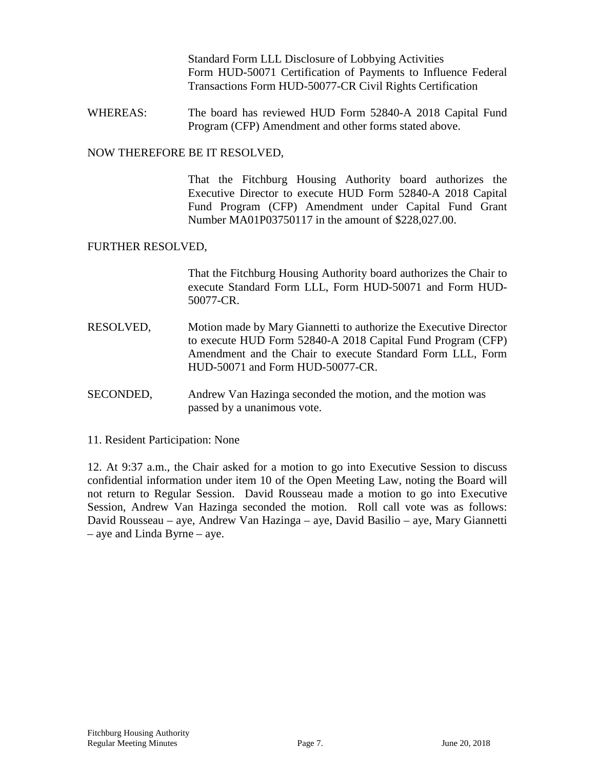Standard Form LLL Disclosure of Lobbying Activities
Form HUD-50071 Certification of Payments to Influence Federal Transactions Form HUD-50077-CR Civil Rights Certification

WHEREAS: The board has reviewed HUD Form 52840-A 2018 Capital Fund Program (CFP) Amendment and other forms stated above.

NOW THEREFORE BE IT RESOLVED,

That the Fitchburg Housing Authority board authorizes the Executive Director to execute HUD Form 52840-A 2018 Capital Fund Program (CFP) Amendment under Capital Fund Grant Number MA01P03750117 in the amount of $228,027.00.

FURTHER RESOLVED,

That the Fitchburg Housing Authority board authorizes the Chair to execute Standard Form LLL, Form HUD-50071 and Form HUD-50077-CR.

RESOLVED, Motion made by Mary Giannetti to authorize the Executive Director to execute HUD Form 52840-A 2018 Capital Fund Program (CFP) Amendment and the Chair to execute Standard Form LLL, Form HUD-50071 and Form HUD-50077-CR.

SECONDED, Andrew Van Hazinga seconded the motion, and the motion was passed by a unanimous vote.

11. Resident Participation: None

12. At 9:37 a.m., the Chair asked for a motion to go into Executive Session to discuss confidential information under item 10 of the Open Meeting Law, noting the Board will not return to Regular Session. David Rousseau made a motion to go into Executive Session, Andrew Van Hazinga seconded the motion. Roll call vote was as follows: David Rousseau – aye, Andrew Van Hazinga – aye, David Basilio – aye, Mary Giannetti – aye and Linda Byrne – aye.